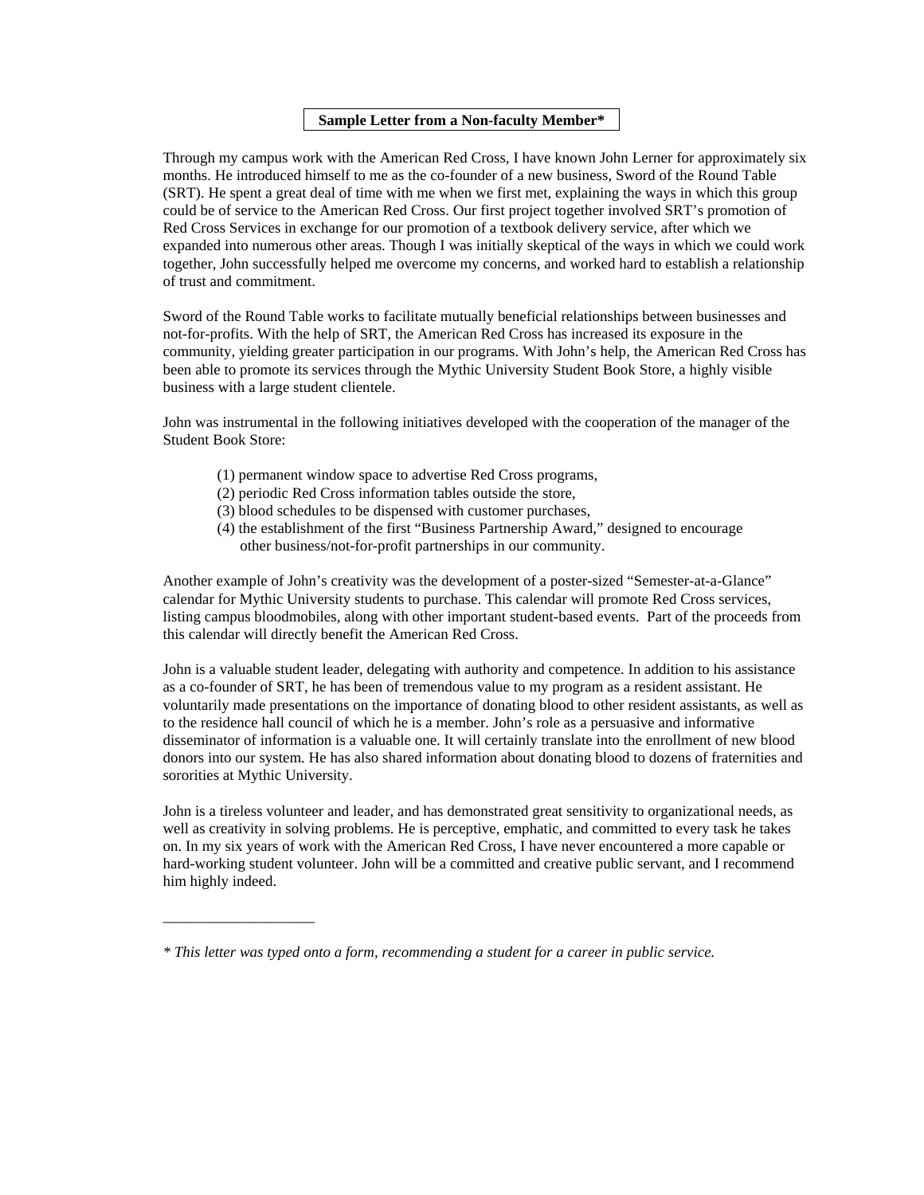**Sample Letter from a Non-faculty Member***

Through my campus work with the American Red Cross, I have known John Lerner for approximately six months. He introduced himself to me as the co-founder of a new business, Sword of the Round Table (SRT). He spent a great deal of time with me when we first met, explaining the ways in which this group could be of service to the American Red Cross. Our first project together involved SRT's promotion of Red Cross Services in exchange for our promotion of a textbook delivery service, after which we expanded into numerous other areas. Though I was initially skeptical of the ways in which we could work together, John successfully helped me overcome my concerns, and worked hard to establish a relationship of trust and commitment.

Sword of the Round Table works to facilitate mutually beneficial relationships between businesses and not-for-profits. With the help of SRT, the American Red Cross has increased its exposure in the community, yielding greater participation in our programs. With John's help, the American Red Cross has been able to promote its services through the Mythic University Student Book Store, a highly visible business with a large student clientele.

John was instrumental in the following initiatives developed with the cooperation of the manager of the Student Book Store:

(1) permanent window space to advertise Red Cross programs,
(2) periodic Red Cross information tables outside the store,
(3) blood schedules to be dispensed with customer purchases,
(4) the establishment of the first "Business Partnership Award," designed to encourage other business/not-for-profit partnerships in our community.

Another example of John's creativity was the development of a poster-sized "Semester-at-a-Glance" calendar for Mythic University students to purchase. This calendar will promote Red Cross services, listing campus bloodmobiles, along with other important student-based events. Part of the proceeds from this calendar will directly benefit the American Red Cross.

John is a valuable student leader, delegating with authority and competence. In addition to his assistance as a co-founder of SRT, he has been of tremendous value to my program as a resident assistant. He voluntarily made presentations on the importance of donating blood to other resident assistants, as well as to the residence hall council of which he is a member. John's role as a persuasive and informative disseminator of information is a valuable one. It will certainly translate into the enrollment of new blood donors into our system. He has also shared information about donating blood to dozens of fraternities and sororities at Mythic University.

John is a tireless volunteer and leader, and has demonstrated great sensitivity to organizational needs, as well as creativity in solving problems. He is perceptive, emphatic, and committed to every task he takes on. In my six years of work with the American Red Cross, I have never encountered a more capable or hard-working student volunteer. John will be a committed and creative public servant, and I recommend him highly indeed.

---

*\* This letter was typed onto a form, recommending a student for a career in public service.*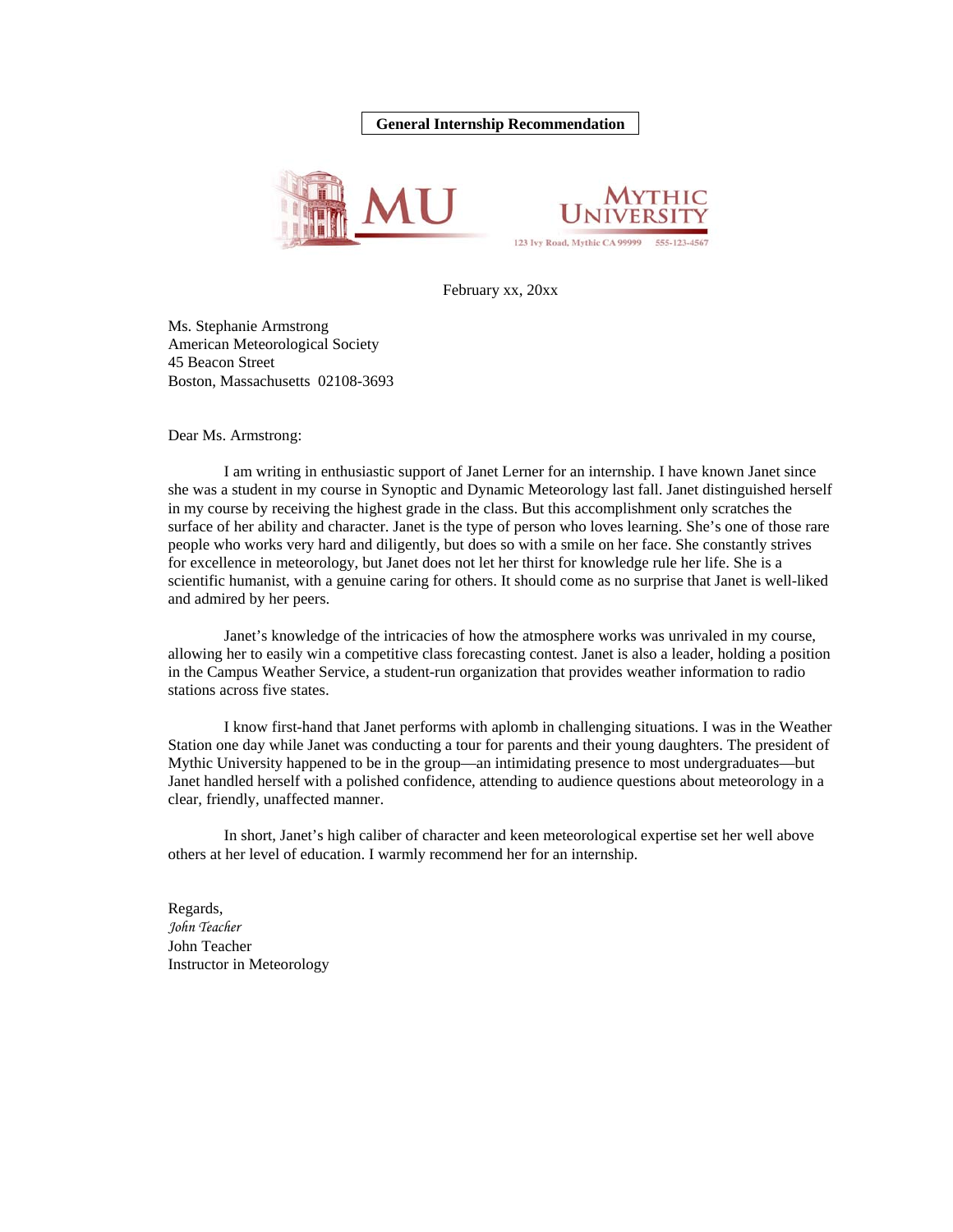**General Internship Recommendation**

MU

MYTHIC UNIVERSITY

123 Ivy Road, Mythic CA 99999 555-123-4567

February xx, 20xx

Ms. Stephanie Armstrong
American Meteorological Society
45 Beacon Street
Boston, Massachusetts 02108-3693

Dear Ms. Armstrong:

I am writing in enthusiastic support of Janet Lerner for an internship. I have known Janet since she was a student in my course in Synoptic and Dynamic Meteorology last fall. Janet distinguished herself in my course by receiving the highest grade in the class. But this accomplishment only scratches the surface of her ability and character. Janet is the type of person who loves learning. She's one of those rare people who works very hard and diligently, but does so with a smile on her face. She constantly strives for excellence in meteorology, but Janet does not let her thirst for knowledge rule her life. She is a scientific humanist, with a genuine caring for others. It should come as no surprise that Janet is well-liked and admired by her peers.

Janet's knowledge of the intricacies of how the atmosphere works was unrivaled in my course, allowing her to easily win a competitive class forecasting contest. Janet is also a leader, holding a position in the Campus Weather Service, a student-run organization that provides weather information to radio stations across five states.

I know first-hand that Janet performs with aplomb in challenging situations. I was in the Weather Station one day while Janet was conducting a tour for parents and their young daughters. The president of Mythic University happened to be in the group—an intimidating presence to most undergraduates—but Janet handled herself with a polished confidence, attending to audience questions about meteorology in a clear, friendly, unaffected manner.

In short, Janet's high caliber of character and keen meteorological expertise set her well above others at her level of education. I warmly recommend her for an internship.

Regards,
*John Teacher*
John Teacher
Instructor in Meteorology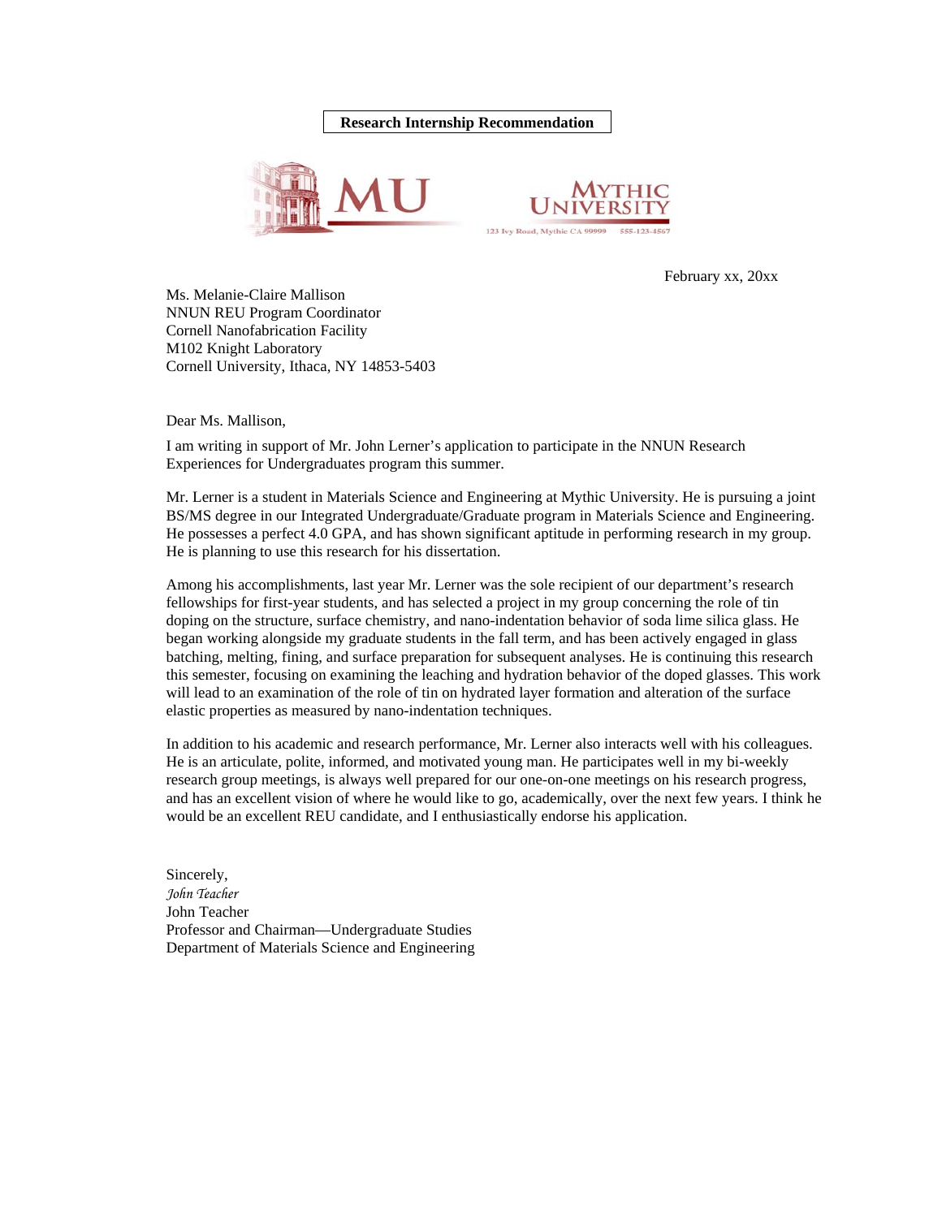**Research Internship Recommendation**

MU

Mythic University

123 Ivy Road, Mythic CA 99999 555-123-4567

February xx, 20xx

Ms. Melanie-Claire Mallison
NNUN REU Program Coordinator
Cornell Nanofabrication Facility
M102 Knight Laboratory
Cornell University, Ithaca, NY 14853-5403

Dear Ms. Mallison,

I am writing in support of Mr. John Lerner's application to participate in the NNUN Research Experiences for Undergraduates program this summer.

Mr. Lerner is a student in Materials Science and Engineering at Mythic University. He is pursuing a joint BS/MS degree in our Integrated Undergraduate/Graduate program in Materials Science and Engineering. He possesses a perfect 4.0 GPA, and has shown significant aptitude in performing research in my group. He is planning to use this research for his dissertation.

Among his accomplishments, last year Mr. Lerner was the sole recipient of our department's research fellowships for first-year students, and has selected a project in my group concerning the role of tin doping on the structure, surface chemistry, and nano-indentation behavior of soda lime silica glass. He began working alongside my graduate students in the fall term, and has been actively engaged in glass batching, melting, fining, and surface preparation for subsequent analyses. He is continuing this research this semester, focusing on examining the leaching and hydration behavior of the doped glasses. This work will lead to an examination of the role of tin on hydrated layer formation and alteration of the surface elastic properties as measured by nano-indentation techniques.

In addition to his academic and research performance, Mr. Lerner also interacts well with his colleagues. He is an articulate, polite, informed, and motivated young man. He participates well in my bi-weekly research group meetings, is always well prepared for our one-on-one meetings on his research progress, and has an excellent vision of where he would like to go, academically, over the next few years. I think he would be an excellent REU candidate, and I enthusiastically endorse his application.

Sincerely,
*John Teacher*
John Teacher
Professor and Chairman—Undergraduate Studies
Department of Materials Science and Engineering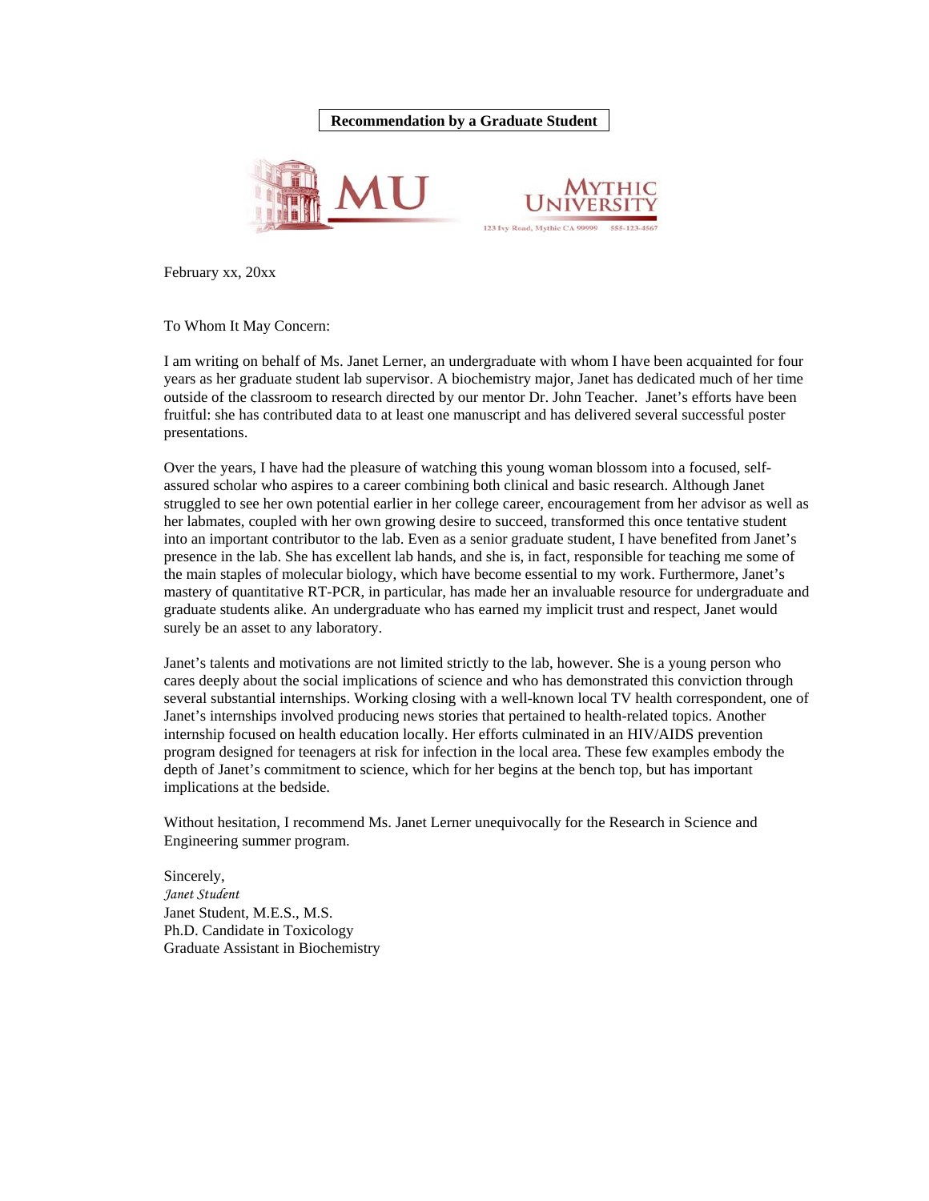**Recommendation by a Graduate Student**

MU

MYTHIC UNIVERSITY

123 Ivy Road, Mythic CA 99999 555-123-4567

February xx, 20xx

To Whom It May Concern:

I am writing on behalf of Ms. Janet Lerner, an undergraduate with whom I have been acquainted for four years as her graduate student lab supervisor. A biochemistry major, Janet has dedicated much of her time outside of the classroom to research directed by our mentor Dr. John Teacher. Janet's efforts have been fruitful: she has contributed data to at least one manuscript and has delivered several successful poster presentations.

Over the years, I have had the pleasure of watching this young woman blossom into a focused, self-assured scholar who aspires to a career combining both clinical and basic research. Although Janet struggled to see her own potential earlier in her college career, encouragement from her advisor as well as her labmates, coupled with her own growing desire to succeed, transformed this once tentative student into an important contributor to the lab. Even as a senior graduate student, I have benefited from Janet's presence in the lab. She has excellent lab hands, and she is, in fact, responsible for teaching me some of the main staples of molecular biology, which have become essential to my work. Furthermore, Janet's mastery of quantitative RT-PCR, in particular, has made her an invaluable resource for undergraduate and graduate students alike. An undergraduate who has earned my implicit trust and respect, Janet would surely be an asset to any laboratory.

Janet's talents and motivations are not limited strictly to the lab, however. She is a young person who cares deeply about the social implications of science and who has demonstrated this conviction through several substantial internships. Working closing with a well-known local TV health correspondent, one of Janet's internships involved producing news stories that pertained to health-related topics. Another internship focused on health education locally. Her efforts culminated in an HIV/AIDS prevention program designed for teenagers at risk for infection in the local area. These few examples embody the depth of Janet's commitment to science, which for her begins at the bench top, but has important implications at the bedside.

Without hesitation, I recommend Ms. Janet Lerner unequivocally for the Research in Science and Engineering summer program.

Sincerely,
*Janet Student*
Janet Student, M.E.S., M.S.
Ph.D. Candidate in Toxicology
Graduate Assistant in Biochemistry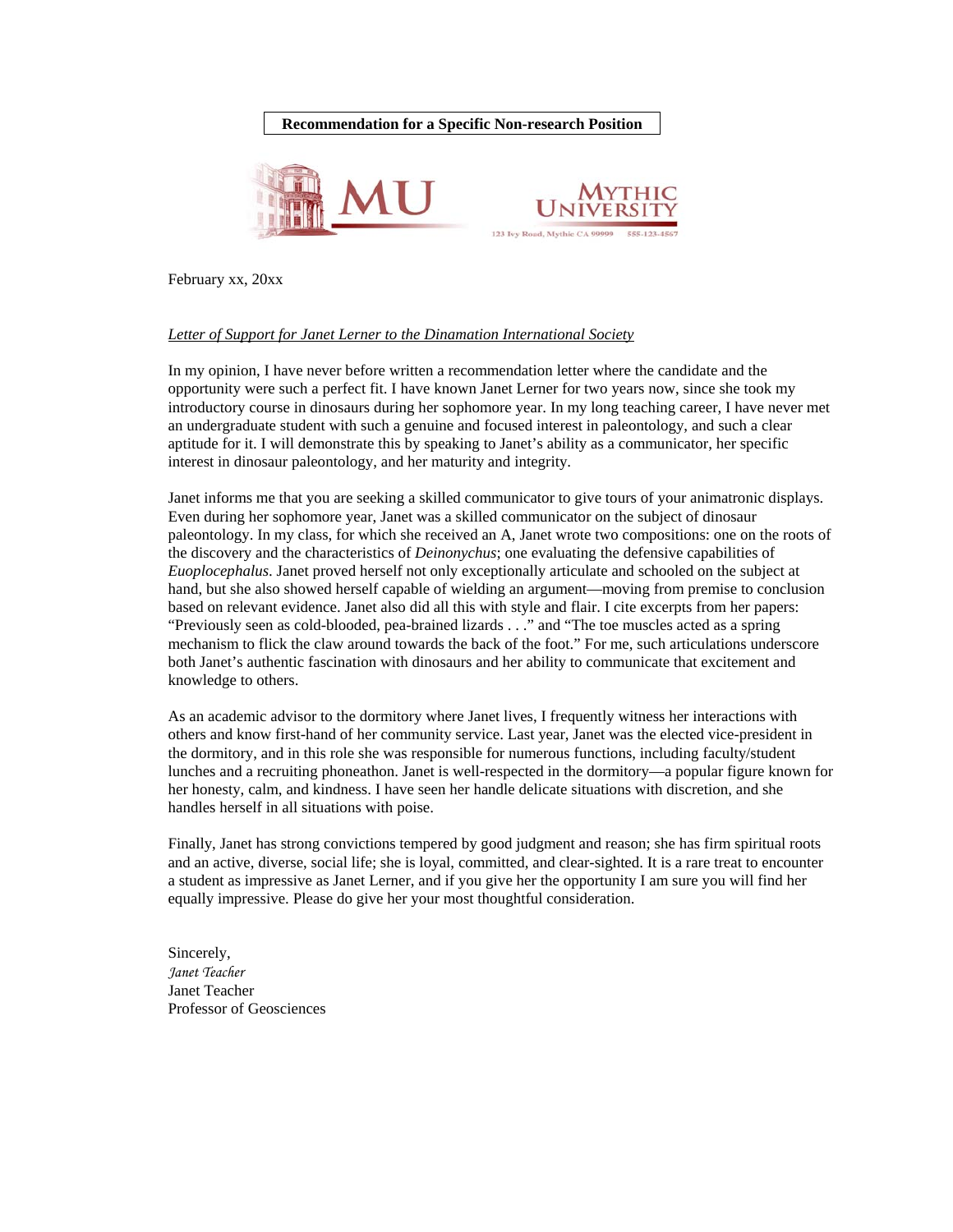**Recommendation for a Specific Non-research Position**

MU

MYTHIC UNIVERSITY

123 Ivy Road, Mythic CA 99999 555-123-4567

February xx, 20xx

*Letter of Support for Janet Lerner to the Dinamation International Society*

In my opinion, I have never before written a recommendation letter where the candidate and the opportunity were such a perfect fit. I have known Janet Lerner for two years now, since she took my introductory course in dinosaurs during her sophomore year. In my long teaching career, I have never met an undergraduate student with such a genuine and focused interest in paleontology, and such a clear aptitude for it. I will demonstrate this by speaking to Janet's ability as a communicator, her specific interest in dinosaur paleontology, and her maturity and integrity.

Janet informs me that you are seeking a skilled communicator to give tours of your animatronic displays. Even during her sophomore year, Janet was a skilled communicator on the subject of dinosaur paleontology. In my class, for which she received an A, Janet wrote two compositions: one on the roots of the discovery and the characteristics of *Deinonychus*; one evaluating the defensive capabilities of *Euoplocephalus*. Janet proved herself not only exceptionally articulate and schooled on the subject at hand, but she also showed herself capable of wielding an argument—moving from premise to conclusion based on relevant evidence. Janet also did all this with style and flair. I cite excerpts from her papers: "Previously seen as cold-blooded, pea-brained lizards . . ." and "The toe muscles acted as a spring mechanism to flick the claw around towards the back of the foot." For me, such articulations underscore both Janet's authentic fascination with dinosaurs and her ability to communicate that excitement and knowledge to others.

As an academic advisor to the dormitory where Janet lives, I frequently witness her interactions with others and know first-hand of her community service. Last year, Janet was the elected vice-president in the dormitory, and in this role she was responsible for numerous functions, including faculty/student lunches and a recruiting phoneathon. Janet is well-respected in the dormitory—a popular figure known for her honesty, calm, and kindness. I have seen her handle delicate situations with discretion, and she handles herself in all situations with poise.

Finally, Janet has strong convictions tempered by good judgment and reason; she has firm spiritual roots and an active, diverse, social life; she is loyal, committed, and clear-sighted. It is a rare treat to encounter a student as impressive as Janet Lerner, and if you give her the opportunity I am sure you will find her equally impressive. Please do give her your most thoughtful consideration.

Sincerely,

*Janet Teacher*

Janet Teacher

Professor of Geosciences